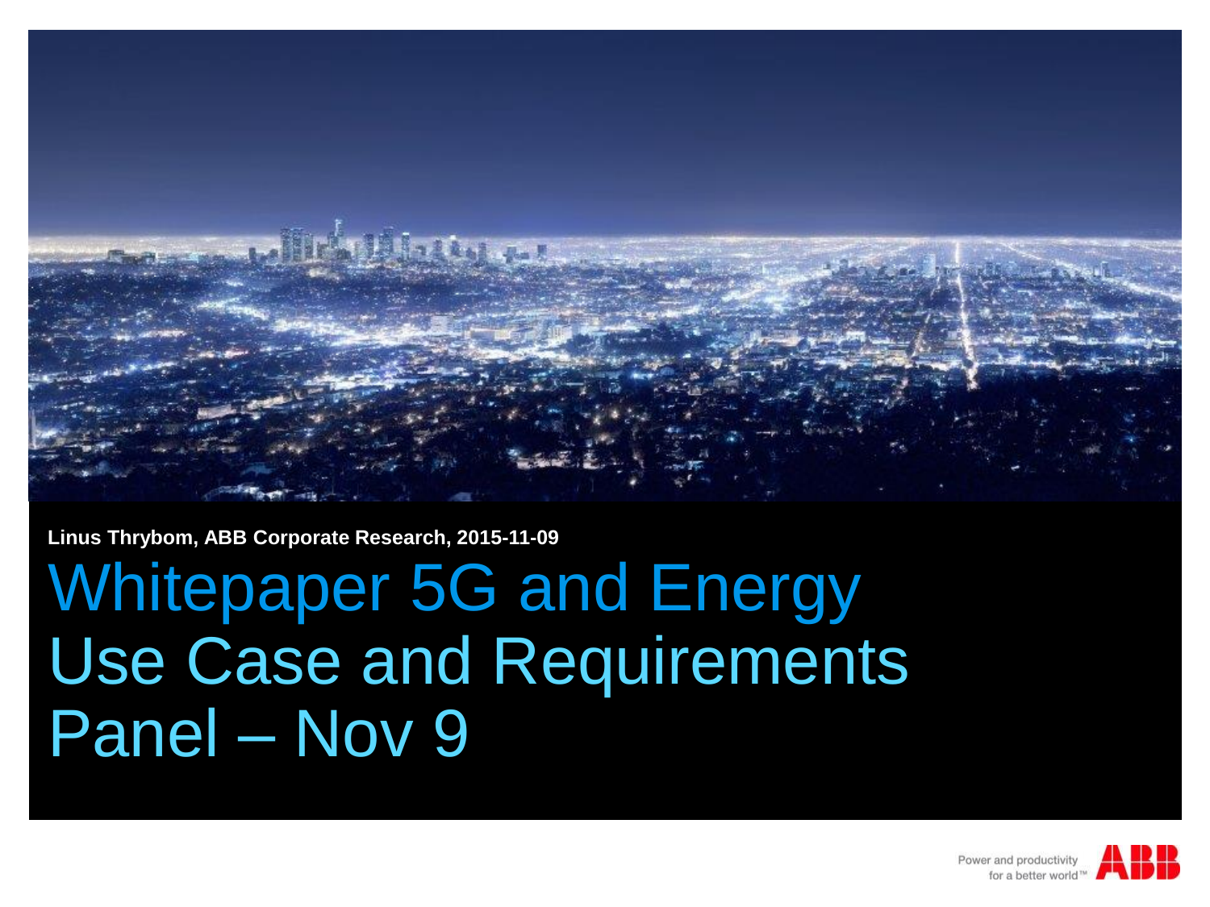**Linus Thrybom, ABB Corporate Research, 2015-11-09**

# Whitepaper 5G and Energy Use Case and Requirements Panel – Nov 9

Power and productivity for a better world™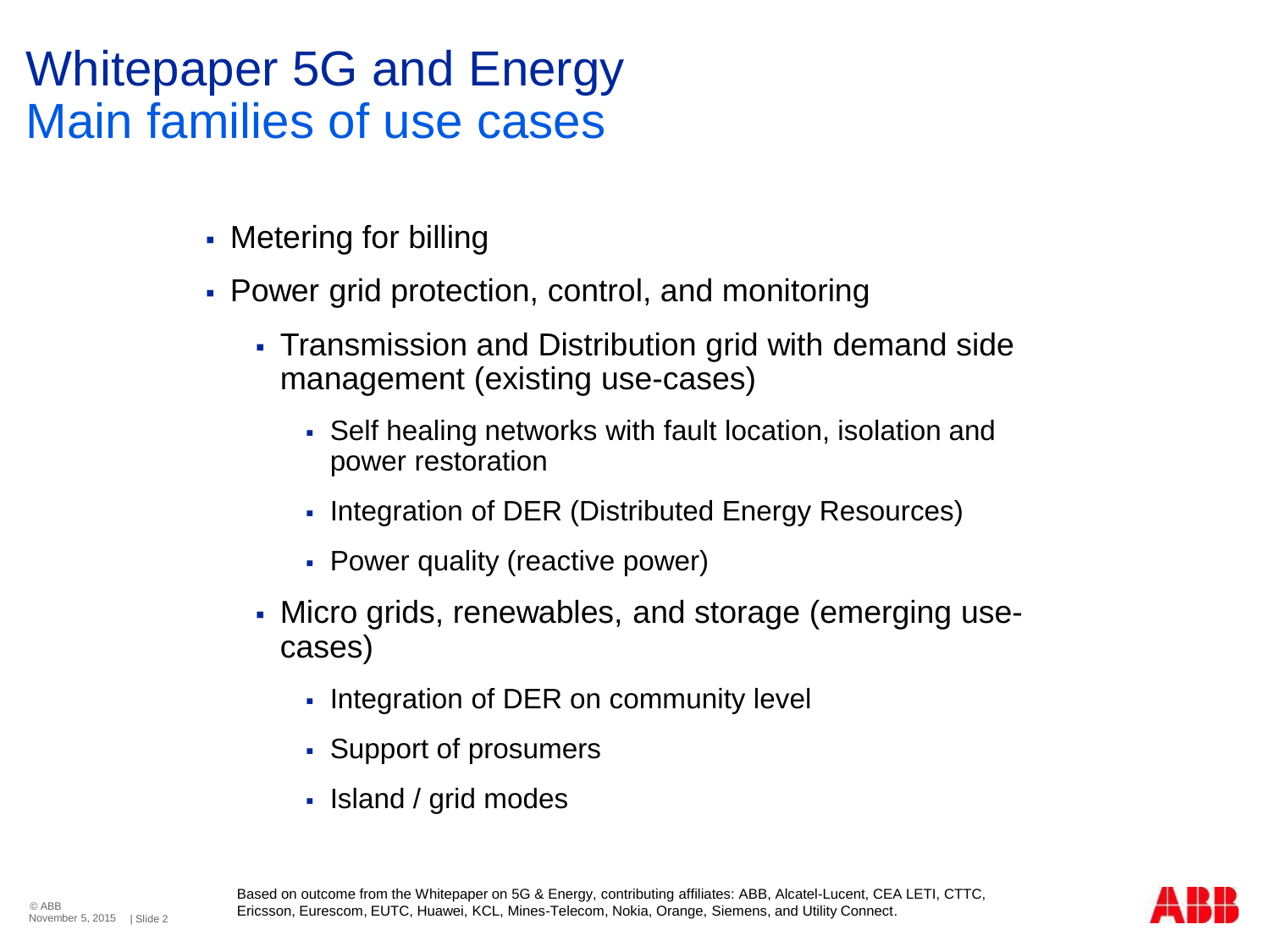# Whitepaper 5G and Energy
## Main families of use cases

- Metering for billing
- Power grid protection, control, and monitoring
  - Transmission and Distribution grid with demand side management (existing use-cases)
    - Self healing networks with fault location, isolation and power restoration
    - Integration of DER (Distributed Energy Resources)
    - Power quality (reactive power)
  - Micro grids, renewables, and storage (emerging use-cases)
    - Integration of DER on community level
    - Support of prosumers
    - Island / grid modes

Based on outcome from the Whitepaper on 5G & Energy, contributing affiliates: ABB, Alcatel-Lucent, CEA LETI, CTTC, Ericsson, Eurescom, EUTC, Huawei, KCL, Mines-Telecom, Nokia, Orange, Siemens, and Utility Connect.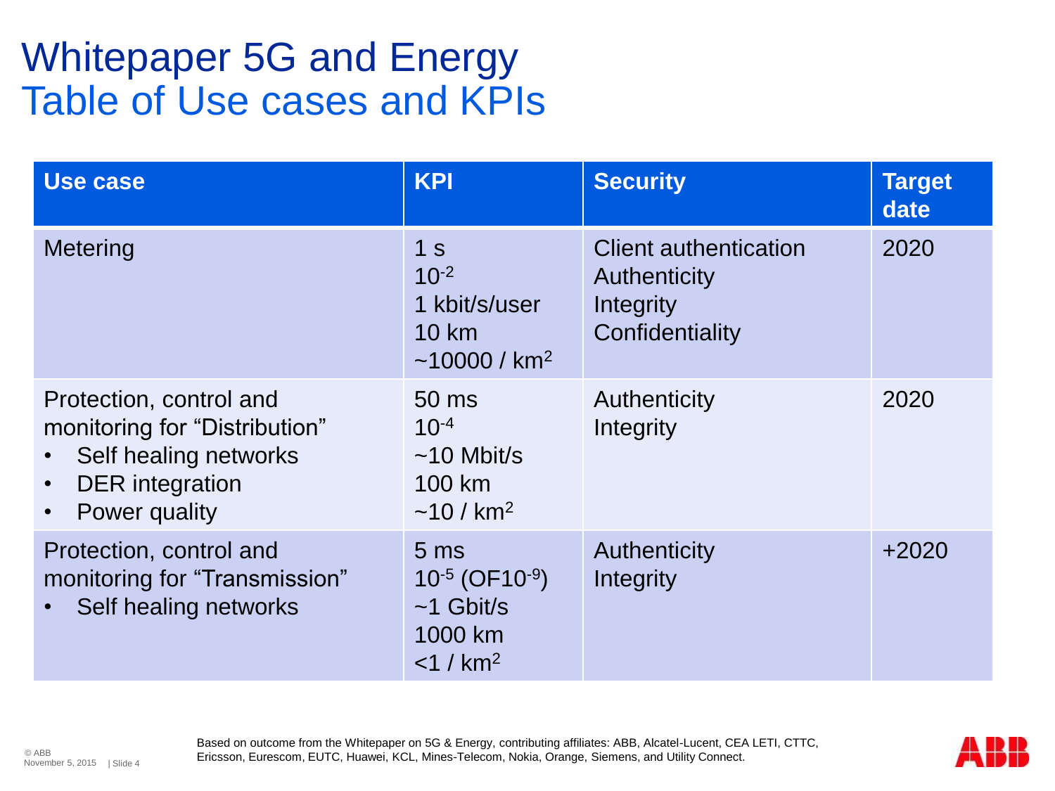# Whitepaper 5G and Energy
## Table of Use cases and KPIs

| Use case | KPI | Security | Target date |
|---|---|---|---|
| Metering | 1 s<br>$10^{-2}$<br>1 kbit/s/user<br>10 km<br>~10000 / $km^2$ | Client authentication<br>Authenticity<br>Integrity<br>Confidentiality | 2020 |
| Protection, control and monitoring for "Distribution"<br>• Self healing networks<br>• DER integration<br>• Power quality | 50 ms<br>$10^{-4}$<br>~10 Mbit/s<br>100 km<br>~10 / $km^2$ | Authenticity<br>Integrity | 2020 |
| Protection, control and monitoring for "Transmission"<br>• Self healing networks | 5 ms<br>$10^{-5}$ (OF$10^{-9}$)<br>~1 Gbit/s<br>1000 km<br><1 / $km^2$ | Authenticity<br>Integrity | +2020 |

Based on outcome from the Whitepaper on 5G & Energy, contributing affiliates: ABB, Alcatel-Lucent, CEA LETI, CTTC, Ericsson, Eurescom, EUTC, Huawei, KCL, Mines-Telecom, Nokia, Orange, Siemens, and Utility Connect.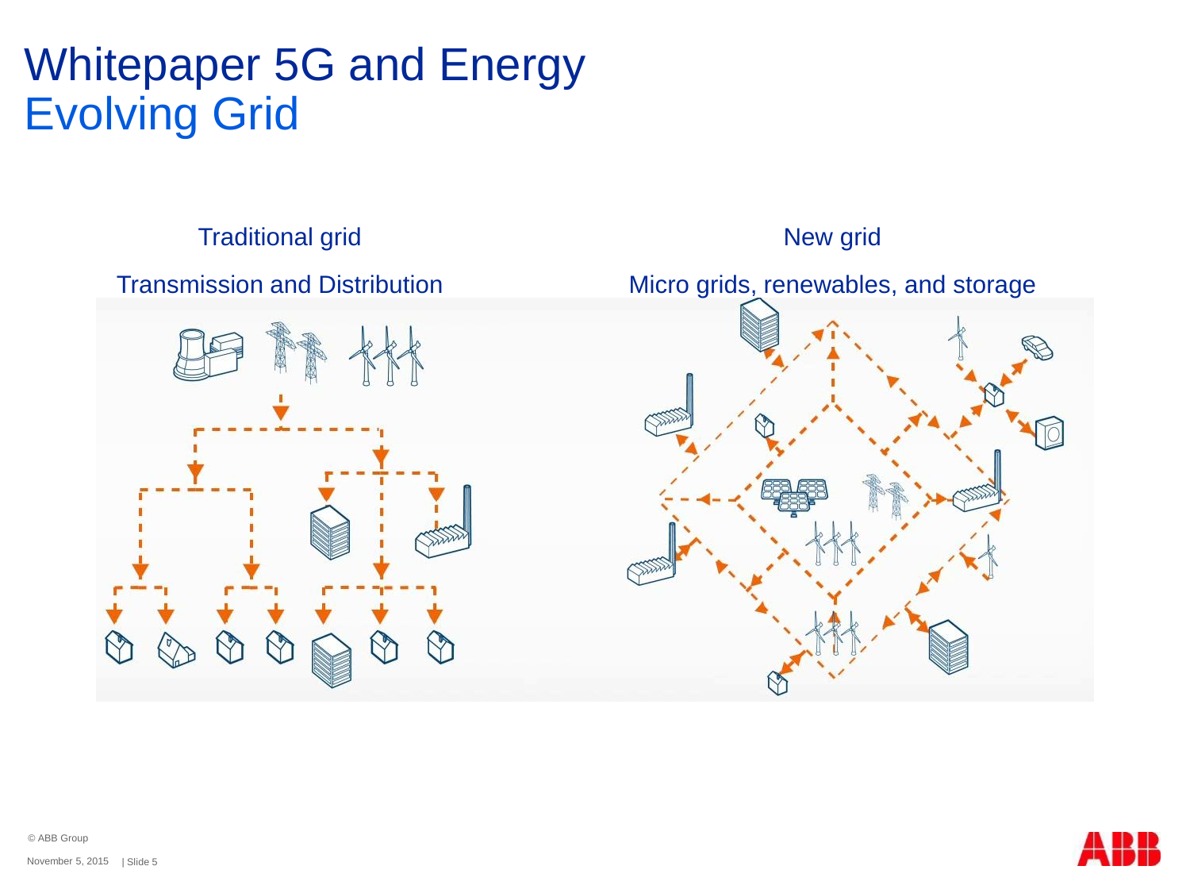# Whitepaper 5G and Energy
## Evolving Grid

Traditional grid

Transmission and Distribution

New grid

Micro grids, renewables, and storage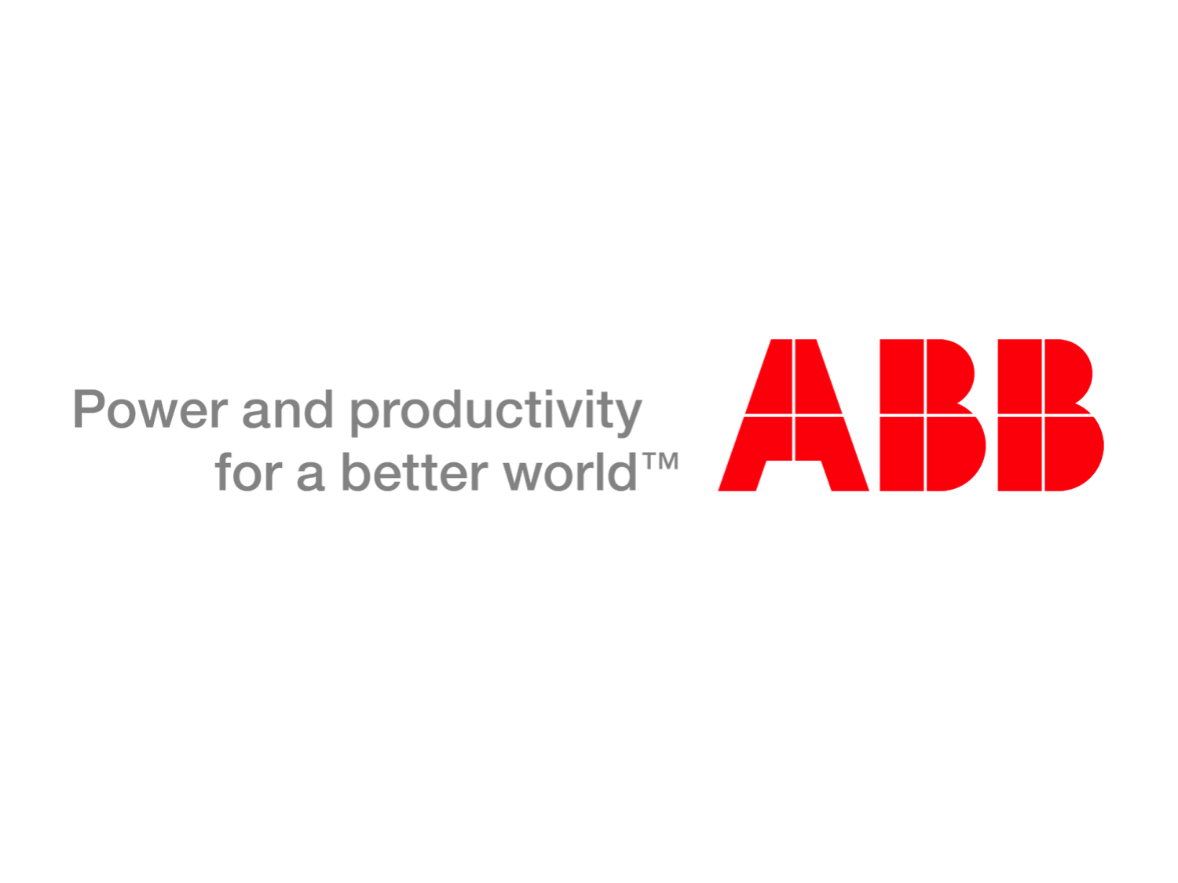Power and productivity
for a better world™

ABB